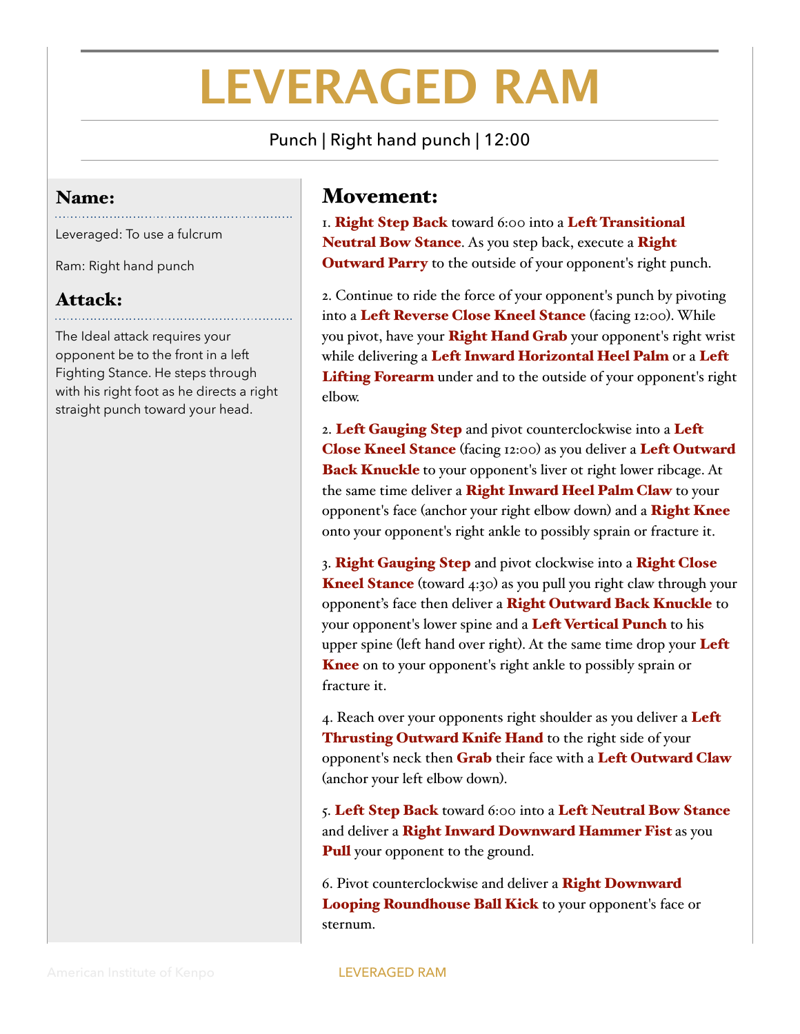# LEVERAGED RAM

Punch | Right hand punch | 12:00

## Name:

Leveraged: To use a fulcrum

Ram: Right hand punch

## Attack:

The Ideal attack requires your opponent be to the front in a left Fighting Stance. He steps through with his right foot as he directs a right straight punch toward your head.

## Movement:

1. **Right Step Back** toward 6:00 into a **Left Transitional Neutral Bow Stance**. As you step back, execute a **Right Outward Parry** to the outside of your opponent's right punch.

2. Continue to ride the force of your opponent's punch by pivoting into a **Left Reverse Close Kneel Stance** (facing 12:00). While you pivot, have your **Right Hand Grab** your opponent's right wrist while delivering a **Left Inward Horizontal Heel Palm** or a **Left Lifting Forearm** under and to the outside of your opponent's right elbow.

2. **Left Gauging Step** and pivot counterclockwise into a **Left Close Kneel Stance** (facing 12:00) as you deliver a **Left Outward Back Knuckle** to your opponent's liver ot right lower ribcage. At the same time deliver a **Right Inward Heel Palm Claw** to your opponent's face (anchor your right elbow down) and a **Right Knee** onto your opponent's right ankle to possibly sprain or fracture it.

3. **Right Gauging Step** and pivot clockwise into a **Right Close Kneel Stance** (toward 4:30) as you pull you right claw through your opponent's face then deliver a **Right Outward Back Knuckle** to your opponent's lower spine and a **Left Vertical Punch** to his upper spine (left hand over right). At the same time drop your **Left Knee** on to your opponent's right ankle to possibly sprain or fracture it.

4. Reach over your opponents right shoulder as you deliver a **Left Thrusting Outward Knife Hand** to the right side of your opponent's neck then **Grab** their face with a **Left Outward Claw** (anchor your left elbow down).

5. **Left Step Back** toward 6:00 into a **Left Neutral Bow Stance** and deliver a **Right Inward Downward Hammer Fist** as you **Pull** your opponent to the ground.

6. Pivot counterclockwise and deliver a **Right Downward Looping Roundhouse Ball Kick** to your opponent's face or sternum.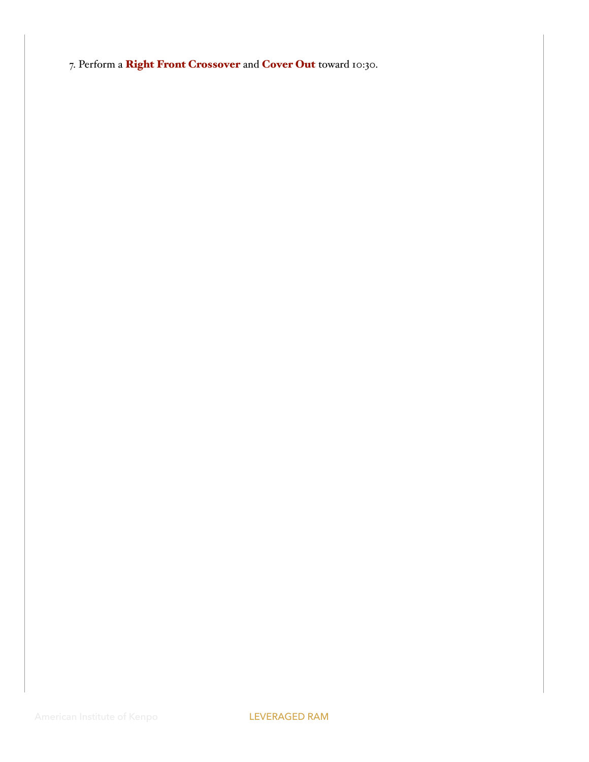7. Perform a **Right Front Crossover** and **Cover Out** toward 10:30.